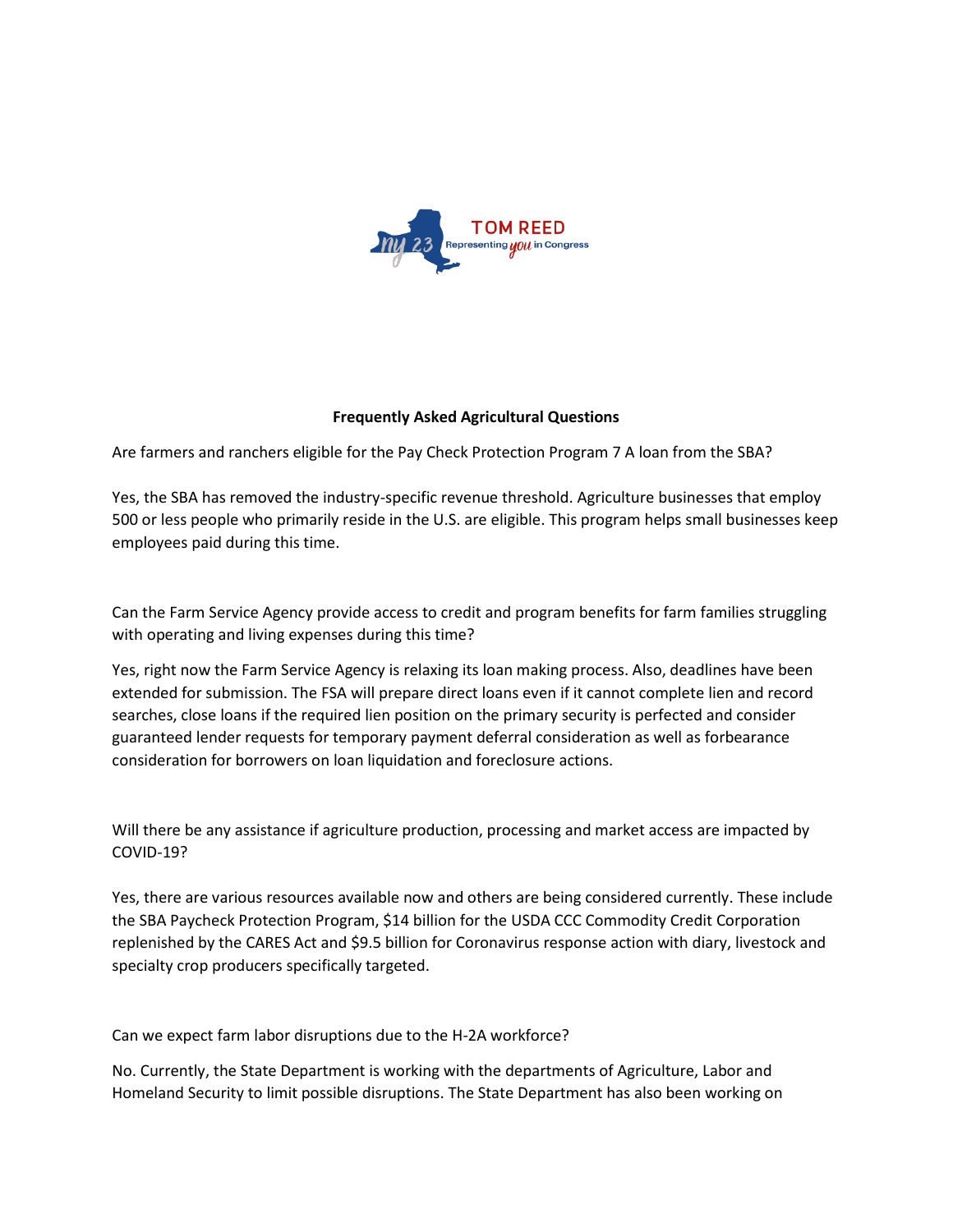TOM REED
Representing you in Congress

**Frequently Asked Agricultural Questions**

Are farmers and ranchers eligible for the Pay Check Protection Program 7 A loan from the SBA?

Yes, the SBA has removed the industry-specific revenue threshold. Agriculture businesses that employ 500 or less people who primarily reside in the U.S. are eligible. This program helps small businesses keep employees paid during this time.

Can the Farm Service Agency provide access to credit and program benefits for farm families struggling with operating and living expenses during this time?

Yes, right now the Farm Service Agency is relaxing its loan making process. Also, deadlines have been extended for submission. The FSA will prepare direct loans even if it cannot complete lien and record searches, close loans if the required lien position on the primary security is perfected and consider guaranteed lender requests for temporary payment deferral consideration as well as forbearance consideration for borrowers on loan liquidation and foreclosure actions.

Will there be any assistance if agriculture production, processing and market access are impacted by COVID-19?

Yes, there are various resources available now and others are being considered currently. These include the SBA Paycheck Protection Program, $14 billion for the USDA CCC Commodity Credit Corporation replenished by the CARES Act and $9.5 billion for Coronavirus response action with diary, livestock and specialty crop producers specifically targeted.

Can we expect farm labor disruptions due to the H-2A workforce?

No. Currently, the State Department is working with the departments of Agriculture, Labor and Homeland Security to limit possible disruptions. The State Department has also been working on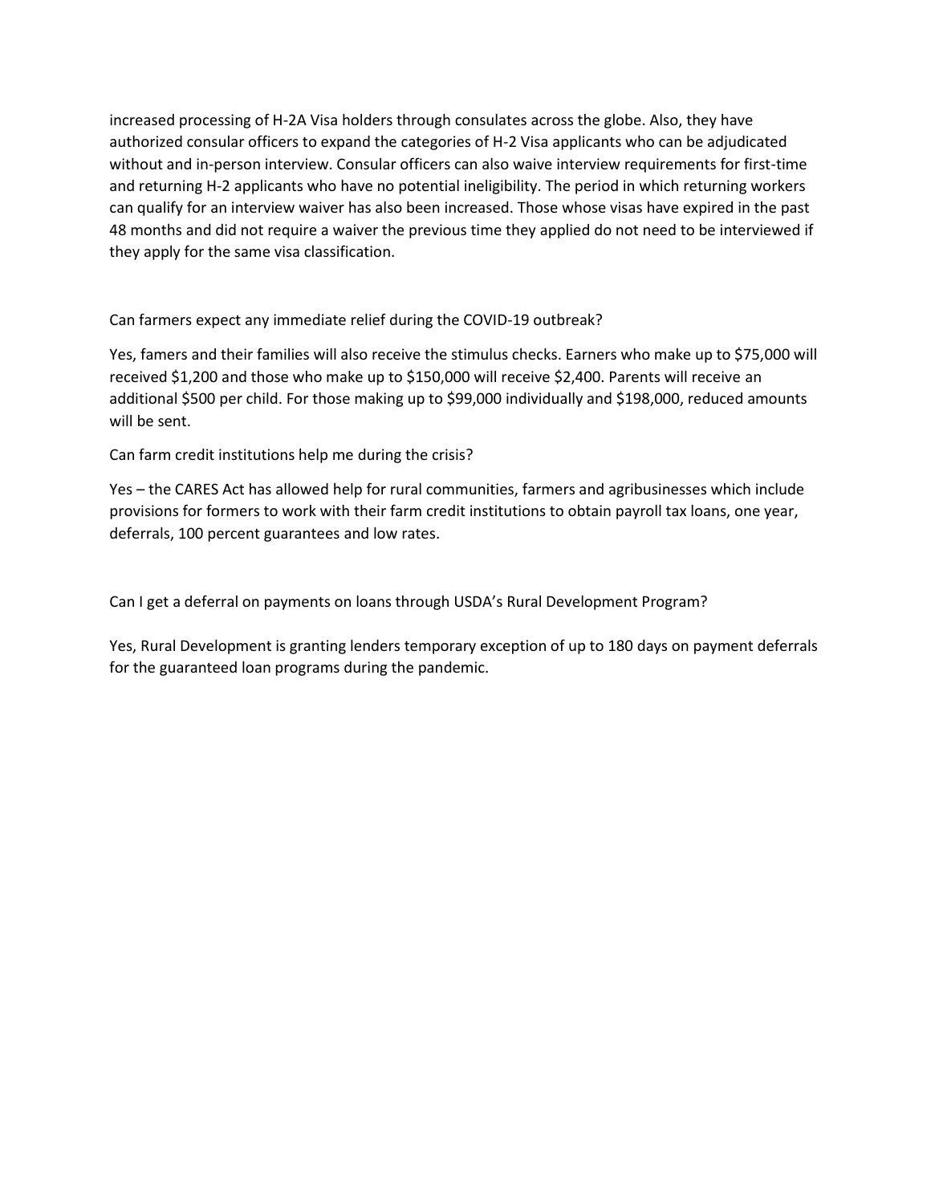increased processing of H-2A Visa holders through consulates across the globe. Also, they have authorized consular officers to expand the categories of H-2 Visa applicants who can be adjudicated without and in-person interview. Consular officers can also waive interview requirements for first-time and returning H-2 applicants who have no potential ineligibility. The period in which returning workers can qualify for an interview waiver has also been increased. Those whose visas have expired in the past 48 months and did not require a waiver the previous time they applied do not need to be interviewed if they apply for the same visa classification.

Can farmers expect any immediate relief during the COVID-19 outbreak?

Yes, famers and their families will also receive the stimulus checks. Earners who make up to $75,000 will received $1,200 and those who make up to $150,000 will receive $2,400. Parents will receive an additional $500 per child. For those making up to $99,000 individually and $198,000, reduced amounts will be sent.

Can farm credit institutions help me during the crisis?

Yes – the CARES Act has allowed help for rural communities, farmers and agribusinesses which include provisions for formers to work with their farm credit institutions to obtain payroll tax loans, one year, deferrals, 100 percent guarantees and low rates.

Can I get a deferral on payments on loans through USDA's Rural Development Program?

Yes, Rural Development is granting lenders temporary exception of up to 180 days on payment deferrals for the guaranteed loan programs during the pandemic.